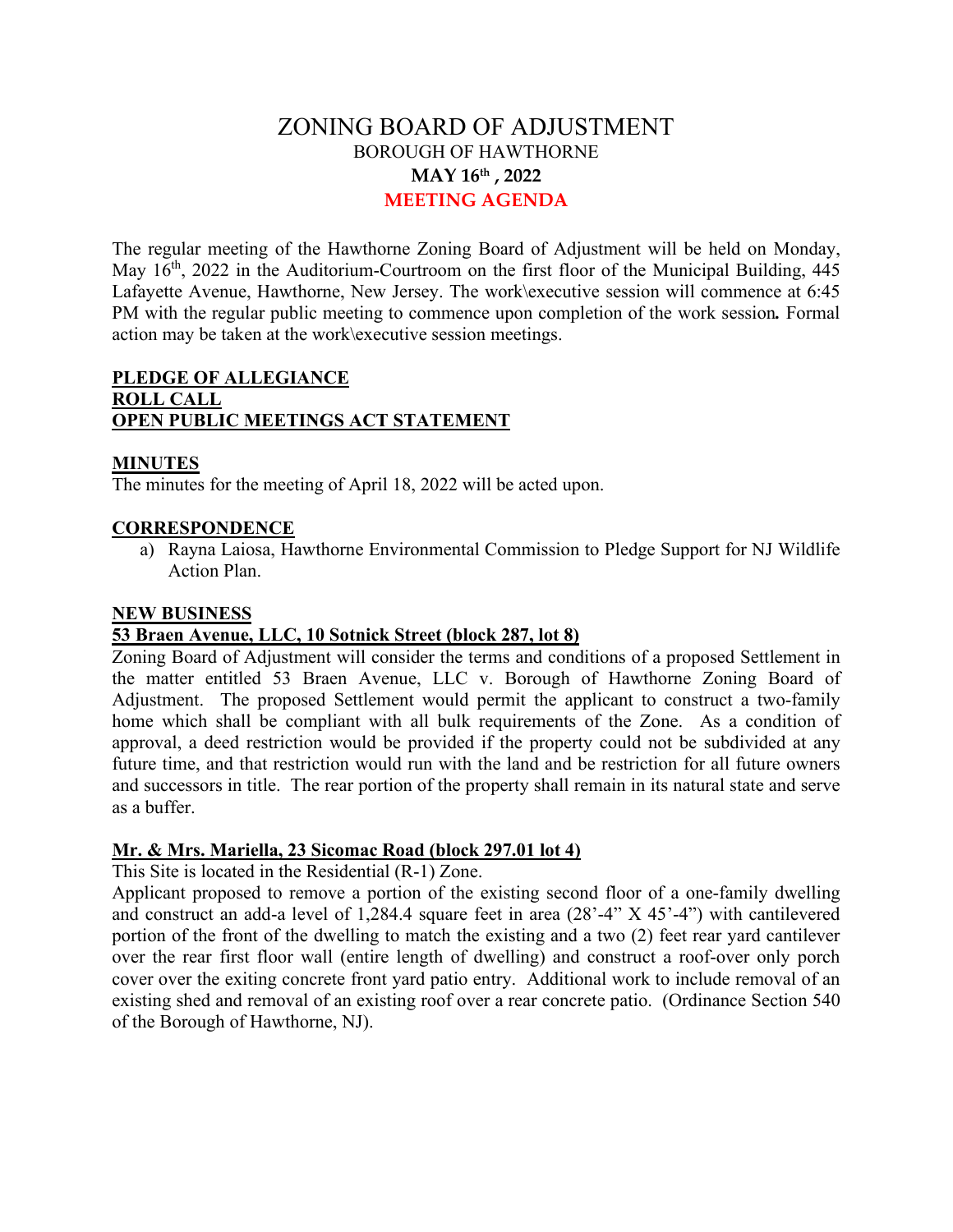# ZONING BOARD OF ADJUSTMENT

## BOROUGH OF HAWTHORNE

## MAY 16th , 2022

## MEETING AGENDA

The regular meeting of the Hawthorne Zoning Board of Adjustment will be held on Monday, May 16th, 2022 in the Auditorium-Courtroom on the first floor of the Municipal Building, 445 Lafayette Avenue, Hawthorne, New Jersey. The work\executive session will commence at 6:45 PM with the regular public meeting to commence upon completion of the work session***.*** Formal action may be taken at the work\executive session meetings.

**PLEDGE OF ALLEGIANCE**
**ROLL CALL**
**OPEN PUBLIC MEETINGS ACT STATEMENT**

**MINUTES**

The minutes for the meeting of April 18, 2022 will be acted upon.

**CORRESPONDENCE**

a) Rayna Laiosa, Hawthorne Environmental Commission to Pledge Support for NJ Wildlife Action Plan.

**NEW BUSINESS**

**53 Braen Avenue, LLC, 10 Sotnick Street (block 287, lot 8)**

Zoning Board of Adjustment will consider the terms and conditions of a proposed Settlement in the matter entitled 53 Braen Avenue, LLC v. Borough of Hawthorne Zoning Board of Adjustment. The proposed Settlement would permit the applicant to construct a two-family home which shall be compliant with all bulk requirements of the Zone. As a condition of approval, a deed restriction would be provided if the property could not be subdivided at any future time, and that restriction would run with the land and be restriction for all future owners and successors in title. The rear portion of the property shall remain in its natural state and serve as a buffer.

**Mr. & Mrs. Mariella, 23 Sicomac Road (block 297.01 lot 4)**

This Site is located in the Residential (R-1) Zone.

Applicant proposed to remove a portion of the existing second floor of a one-family dwelling and construct an add-a level of 1,284.4 square feet in area (28'-4" X 45'-4") with cantilevered portion of the front of the dwelling to match the existing and a two (2) feet rear yard cantilever over the rear first floor wall (entire length of dwelling) and construct a roof-over only porch cover over the exiting concrete front yard patio entry. Additional work to include removal of an existing shed and removal of an existing roof over a rear concrete patio. (Ordinance Section 540 of the Borough of Hawthorne, NJ).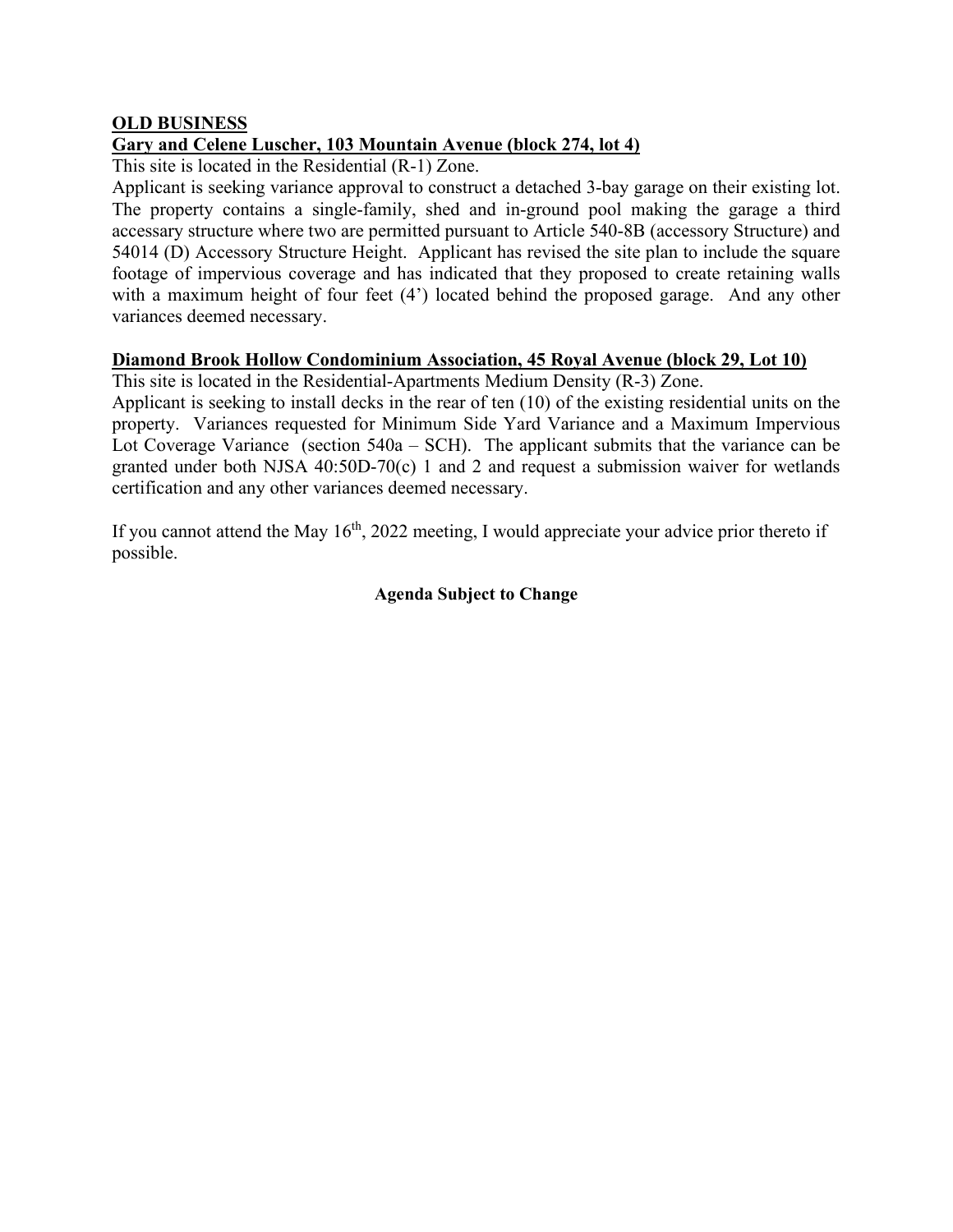**<u>OLD BUSINESS</u>**

**<u>Gary and Celene Luscher, 103 Mountain Avenue (block 274, lot 4)</u>**

This site is located in the Residential (R-1) Zone.

Applicant is seeking variance approval to construct a detached 3-bay garage on their existing lot. The property contains a single-family, shed and in-ground pool making the garage a third accessary structure where two are permitted pursuant to Article 540-8B (accessory Structure) and 54014 (D) Accessory Structure Height. Applicant has revised the site plan to include the square footage of impervious coverage and has indicated that they proposed to create retaining walls with a maximum height of four feet (4') located behind the proposed garage. And any other variances deemed necessary.

**<u>Diamond Brook Hollow Condominium Association, 45 Royal Avenue (block 29, Lot 10)</u>**

This site is located in the Residential-Apartments Medium Density (R-3) Zone.

Applicant is seeking to install decks in the rear of ten (10) of the existing residential units on the property. Variances requested for Minimum Side Yard Variance and a Maximum Impervious Lot Coverage Variance (section 540a – SCH). The applicant submits that the variance can be granted under both NJSA 40:50D-70(c) 1 and 2 and request a submission waiver for wetlands certification and any other variances deemed necessary.

If you cannot attend the May 16th, 2022 meeting, I would appreciate your advice prior thereto if possible.

**Agenda Subject to Change**